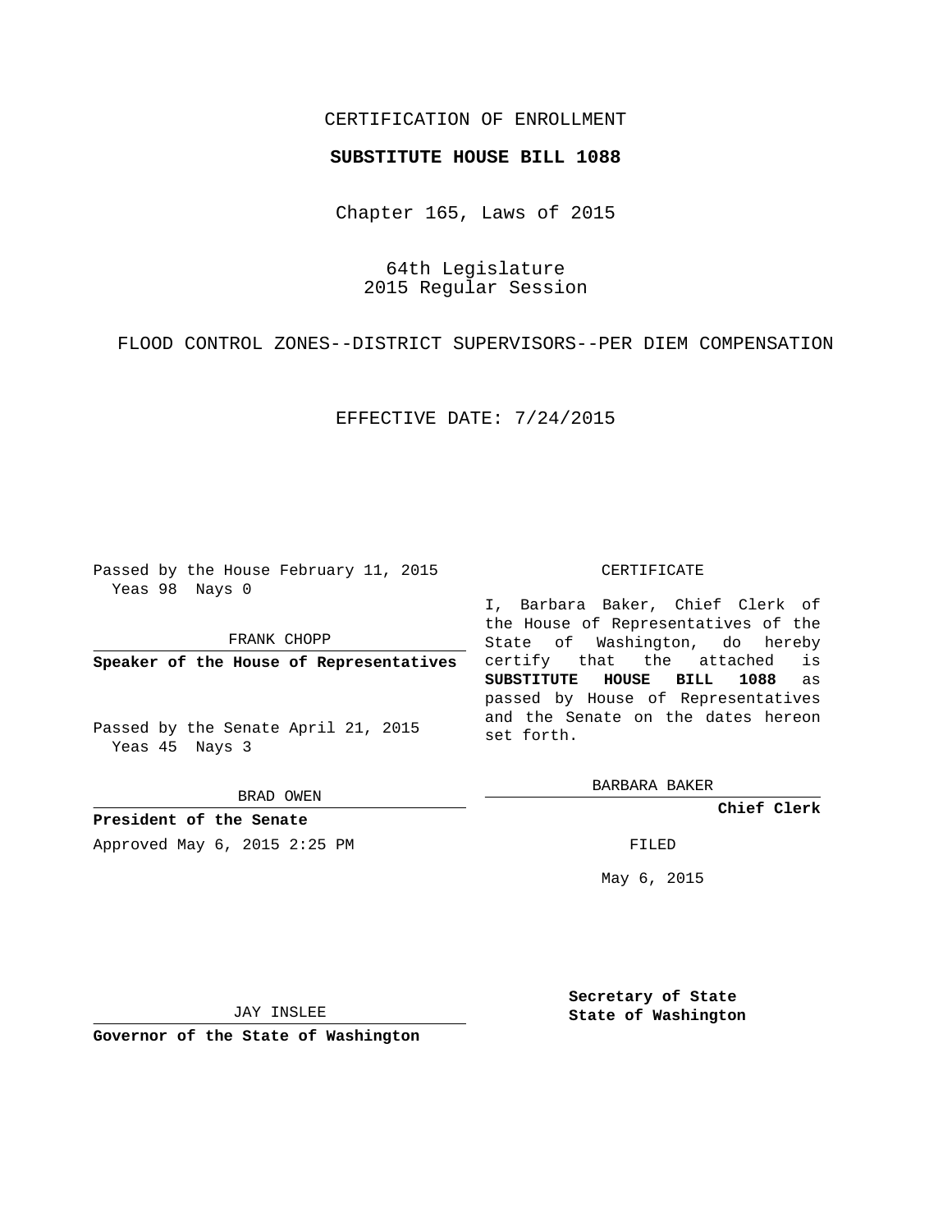CERTIFICATION OF ENROLLMENT

**SUBSTITUTE HOUSE BILL 1088**

Chapter 165, Laws of 2015

64th Legislature
2015 Regular Session

FLOOD CONTROL ZONES--DISTRICT SUPERVISORS--PER DIEM COMPENSATION

EFFECTIVE DATE: 7/24/2015

Passed by the House February 11, 2015
Yeas 98 Nays 0

FRANK CHOPP

**Speaker of the House of Representatives**

Passed by the Senate April 21, 2015
Yeas 45 Nays 3

BRAD OWEN

**President of the Senate**

Approved May 6, 2015 2:25 PM

JAY INSLEE

**Governor of the State of Washington**

CERTIFICATE

I, Barbara Baker, Chief Clerk of the House of Representatives of the State of Washington, do hereby certify that the attached is **SUBSTITUTE HOUSE BILL 1088** as passed by House of Representatives and the Senate on the dates hereon set forth.

BARBARA BAKER

**Chief Clerk**

FILED

May 6, 2015

**Secretary of State**
**State of Washington**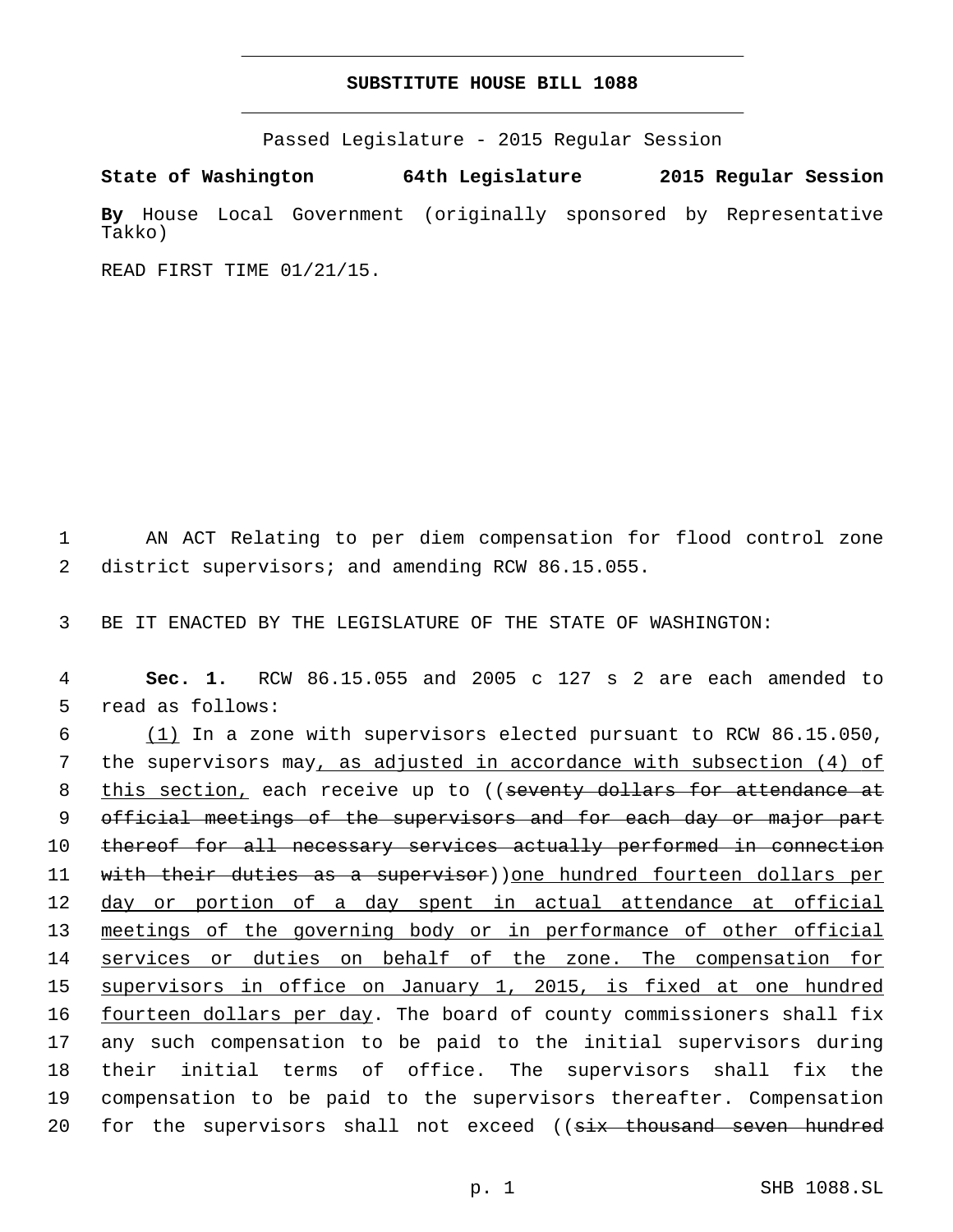# SUBSTITUTE HOUSE BILL 1088

Passed Legislature - 2015 Regular Session

**State of Washington 64th Legislature 2015 Regular Session**

**By** House Local Government (originally sponsored by Representative Takko)

READ FIRST TIME 01/21/15.

AN ACT Relating to per diem compensation for flood control zone district supervisors; and amending RCW 86.15.055.

BE IT ENACTED BY THE LEGISLATURE OF THE STATE OF WASHINGTON:

**Sec. 1.** RCW 86.15.055 and 2005 c 127 s 2 are each amended to read as follows:

(1) In a zone with supervisors elected pursuant to RCW 86.15.050, the supervisors may, as adjusted in accordance with subsection (4) of this section, each receive up to ((~~seventy dollars for attendance at official meetings of the supervisors and for each day or major part thereof for all necessary services actually performed in connection with their duties as a supervisor~~))one hundred fourteen dollars per day or portion of a day spent in actual attendance at official meetings of the governing body or in performance of other official services or duties on behalf of the zone. The compensation for supervisors in office on January 1, 2015, is fixed at one hundred fourteen dollars per day. The board of county commissioners shall fix any such compensation to be paid to the initial supervisors during their initial terms of office. The supervisors shall fix the compensation to be paid to the supervisors thereafter. Compensation for the supervisors shall not exceed ((~~six thousand seven hundred~~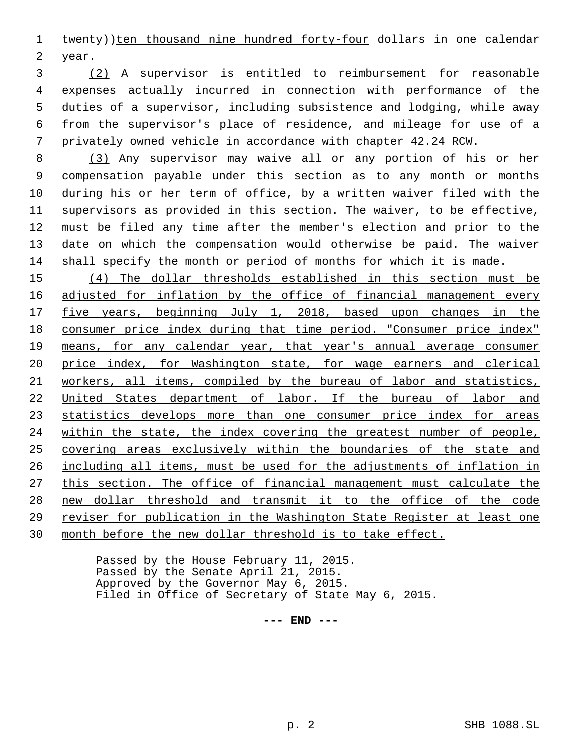~~twenty~~))ten thousand nine hundred forty-four dollars in one calendar year.

(2) A supervisor is entitled to reimbursement for reasonable expenses actually incurred in connection with performance of the duties of a supervisor, including subsistence and lodging, while away from the supervisor's place of residence, and mileage for use of a privately owned vehicle in accordance with chapter 42.24 RCW.

(3) Any supervisor may waive all or any portion of his or her compensation payable under this section as to any month or months during his or her term of office, by a written waiver filed with the supervisors as provided in this section. The waiver, to be effective, must be filed any time after the member's election and prior to the date on which the compensation would otherwise be paid. The waiver shall specify the month or period of months for which it is made.

(4) The dollar thresholds established in this section must be adjusted for inflation by the office of financial management every five years, beginning July 1, 2018, based upon changes in the consumer price index during that time period. "Consumer price index" means, for any calendar year, that year's annual average consumer price index, for Washington state, for wage earners and clerical workers, all items, compiled by the bureau of labor and statistics, United States department of labor. If the bureau of labor and statistics develops more than one consumer price index for areas within the state, the index covering the greatest number of people, covering areas exclusively within the boundaries of the state and including all items, must be used for the adjustments of inflation in this section. The office of financial management must calculate the new dollar threshold and transmit it to the office of the code reviser for publication in the Washington State Register at least one month before the new dollar threshold is to take effect.

Passed by the House February 11, 2015.
Passed by the Senate April 21, 2015.
Approved by the Governor May 6, 2015.
Filed in Office of Secretary of State May 6, 2015.

**--- END ---**